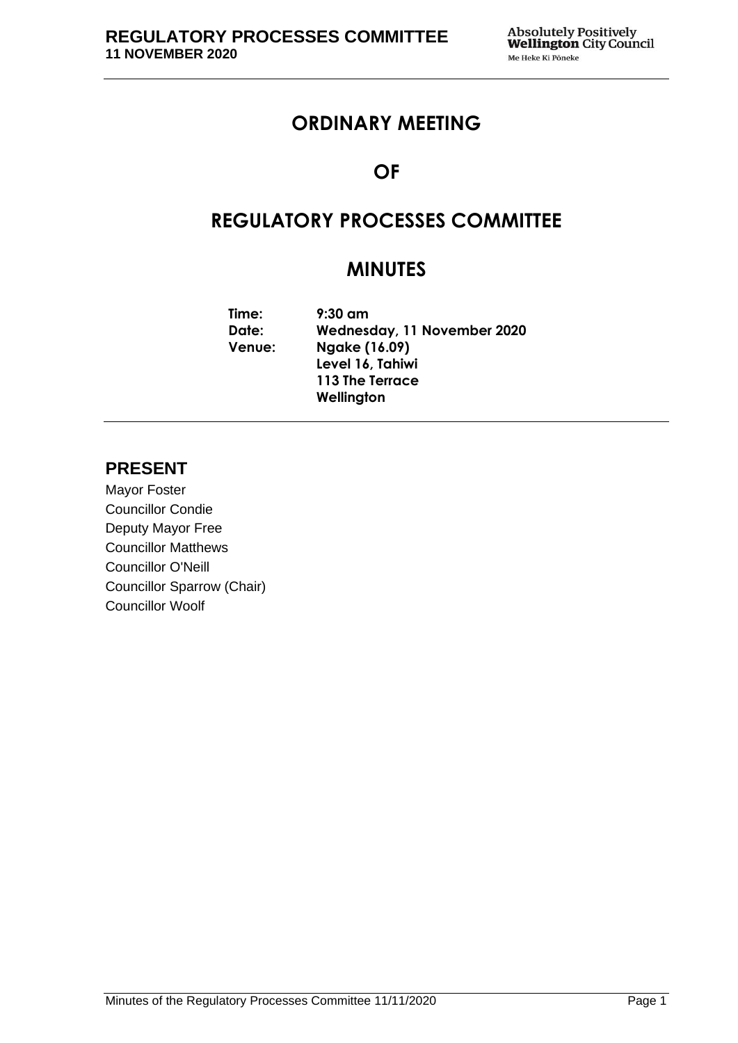# ORDINARY MEETING

# OF

# REGULATORY PROCESSES COMMITTEE

# MINUTES

**Time:** 9:30 am
**Date:** Wednesday, 11 November 2020
**Venue:** Ngake (16.09)
Level 16, Tahiwi
113 The Terrace
Wellington

## PRESENT

Mayor Foster
Councillor Condie
Deputy Mayor Free
Councillor Matthews
Councillor O'Neill
Councillor Sparrow (Chair)
Councillor Woolf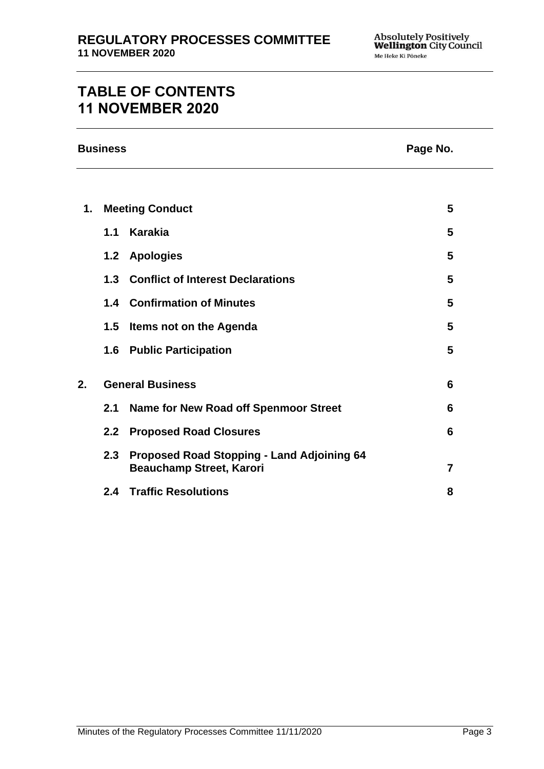# TABLE OF CONTENTS
# 11 NOVEMBER 2020

| Business | | | Page No. |
|---|---|---|---|
| **1.** | **Meeting Conduct** | | **5** |
| | **1.1** | **Karakia** | **5** |
| | **1.2** | **Apologies** | **5** |
| | **1.3** | **Conflict of Interest Declarations** | **5** |
| | **1.4** | **Confirmation of Minutes** | **5** |
| | **1.5** | **Items not on the Agenda** | **5** |
| | **1.6** | **Public Participation** | **5** |
| **2.** | **General Business** | | **6** |
| | **2.1** | **Name for New Road off Spenmoor Street** | **6** |
| | **2.2** | **Proposed Road Closures** | **6** |
| | **2.3** | **Proposed Road Stopping - Land Adjoining 64 Beauchamp Street, Karori** | **7** |
| | **2.4** | **Traffic Resolutions** | **8** |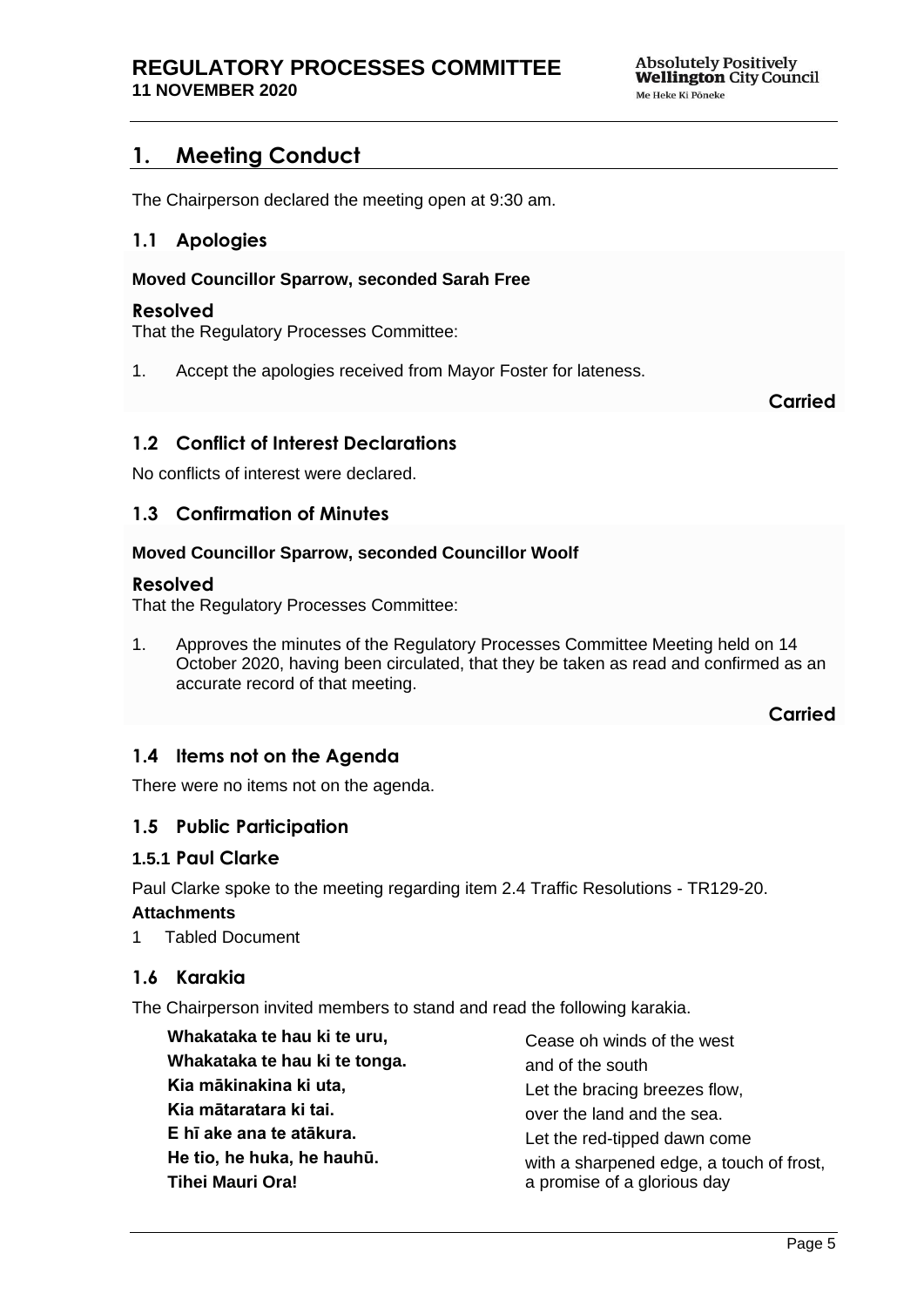# 1. Meeting Conduct

The Chairperson declared the meeting open at 9:30 am.

## 1.1 Apologies

**Moved Councillor Sparrow, seconded Sarah Free**

### Resolved

That the Regulatory Processes Committee:

1. Accept the apologies received from Mayor Foster for lateness.

**Carried**

## 1.2 Conflict of Interest Declarations

No conflicts of interest were declared.

## 1.3 Confirmation of Minutes

**Moved Councillor Sparrow, seconded Councillor Woolf**

### Resolved

That the Regulatory Processes Committee:

1. Approves the minutes of the Regulatory Processes Committee Meeting held on 14 October 2020, having been circulated, that they be taken as read and confirmed as an accurate record of that meeting.

**Carried**

## 1.4 Items not on the Agenda

There were no items not on the agenda.

## 1.5 Public Participation

### 1.5.1 Paul Clarke

Paul Clarke spoke to the meeting regarding item 2.4 Traffic Resolutions - TR129-20.

**Attachments**

1 Tabled Document

## 1.6 Karakia

The Chairperson invited members to stand and read the following karakia.

| | |
|---|---|
| **Whakataka te hau ki te uru,** | Cease oh winds of the west |
| **Whakataka te hau ki te tonga.** | and of the south |
| **Kia mākinakina ki uta,** | Let the bracing breezes flow, |
| **Kia mātaratara ki tai.** | over the land and the sea. |
| **E hī ake ana te atākura.** | Let the red-tipped dawn come |
| **He tio, he huka, he hauhū.** | with a sharpened edge, a touch of frost, |
| **Tihei Mauri Ora!** | a promise of a glorious day |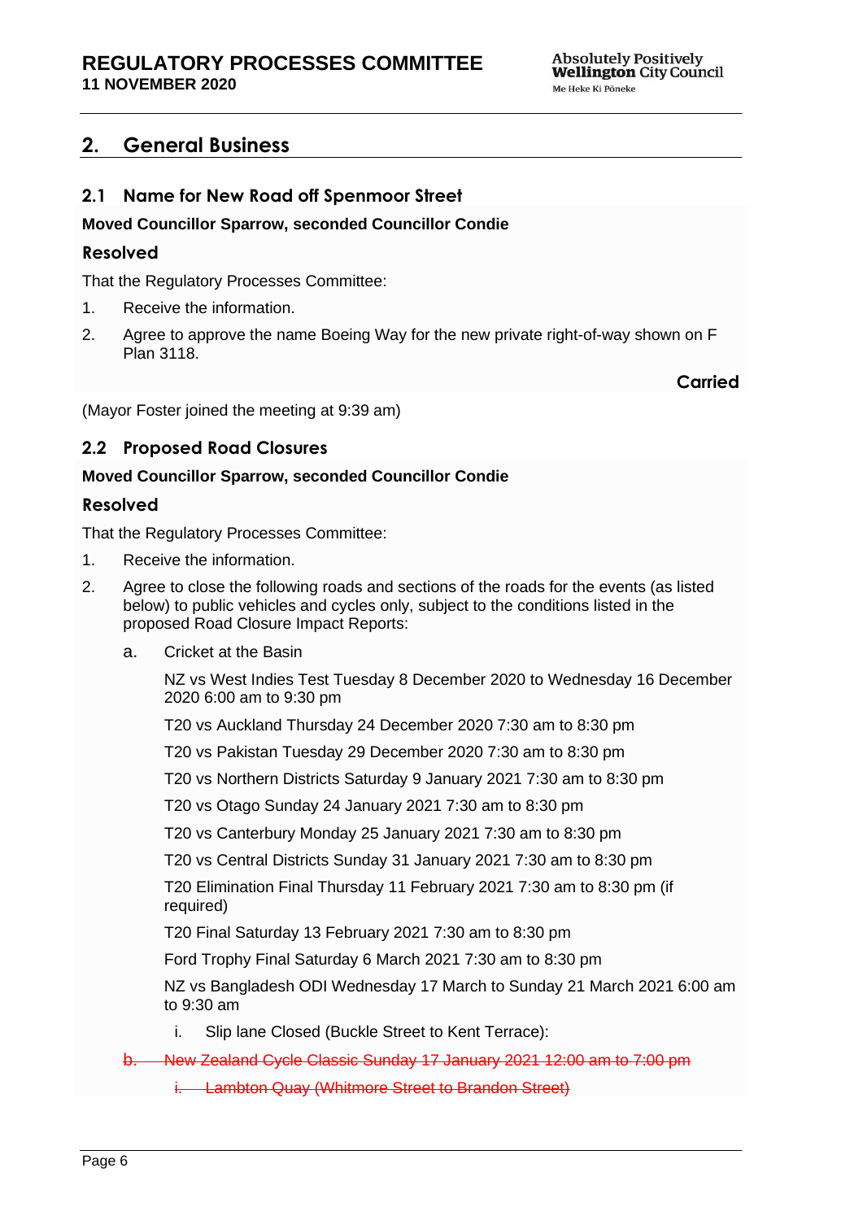## 2. General Business

### 2.1 Name for New Road off Spenmoor Street

**Moved Councillor Sparrow, seconded Councillor Condie**

**Resolved**

That the Regulatory Processes Committee:

1. Receive the information.
2. Agree to approve the name Boeing Way for the new private right-of-way shown on F Plan 3118.

**Carried**

(Mayor Foster joined the meeting at 9:39 am)

### 2.2 Proposed Road Closures

**Moved Councillor Sparrow, seconded Councillor Condie**

**Resolved**

That the Regulatory Processes Committee:

1. Receive the information.
2. Agree to close the following roads and sections of the roads for the events (as listed below) to public vehicles and cycles only, subject to the conditions listed in the proposed Road Closure Impact Reports:

    a. Cricket at the Basin

    NZ vs West Indies Test Tuesday 8 December 2020 to Wednesday 16 December 2020 6:00 am to 9:30 pm

    T20 vs Auckland Thursday 24 December 2020 7:30 am to 8:30 pm

    T20 vs Pakistan Tuesday 29 December 2020 7:30 am to 8:30 pm

    T20 vs Northern Districts Saturday 9 January 2021 7:30 am to 8:30 pm

    T20 vs Otago Sunday 24 January 2021 7:30 am to 8:30 pm

    T20 vs Canterbury Monday 25 January 2021 7:30 am to 8:30 pm

    T20 vs Central Districts Sunday 31 January 2021 7:30 am to 8:30 pm

    T20 Elimination Final Thursday 11 February 2021 7:30 am to 8:30 pm (if required)

    T20 Final Saturday 13 February 2021 7:30 am to 8:30 pm

    Ford Trophy Final Saturday 6 March 2021 7:30 am to 8:30 pm

    NZ vs Bangladesh ODI Wednesday 17 March to Sunday 21 March 2021 6:00 am to 9:30 am

    i. Slip lane Closed (Buckle Street to Kent Terrace):

    ~~b. New Zealand Cycle Classic Sunday 17 January 2021 12:00 am to 7:00 pm~~

    ~~i. Lambton Quay (Whitmore Street to Brandon Street)~~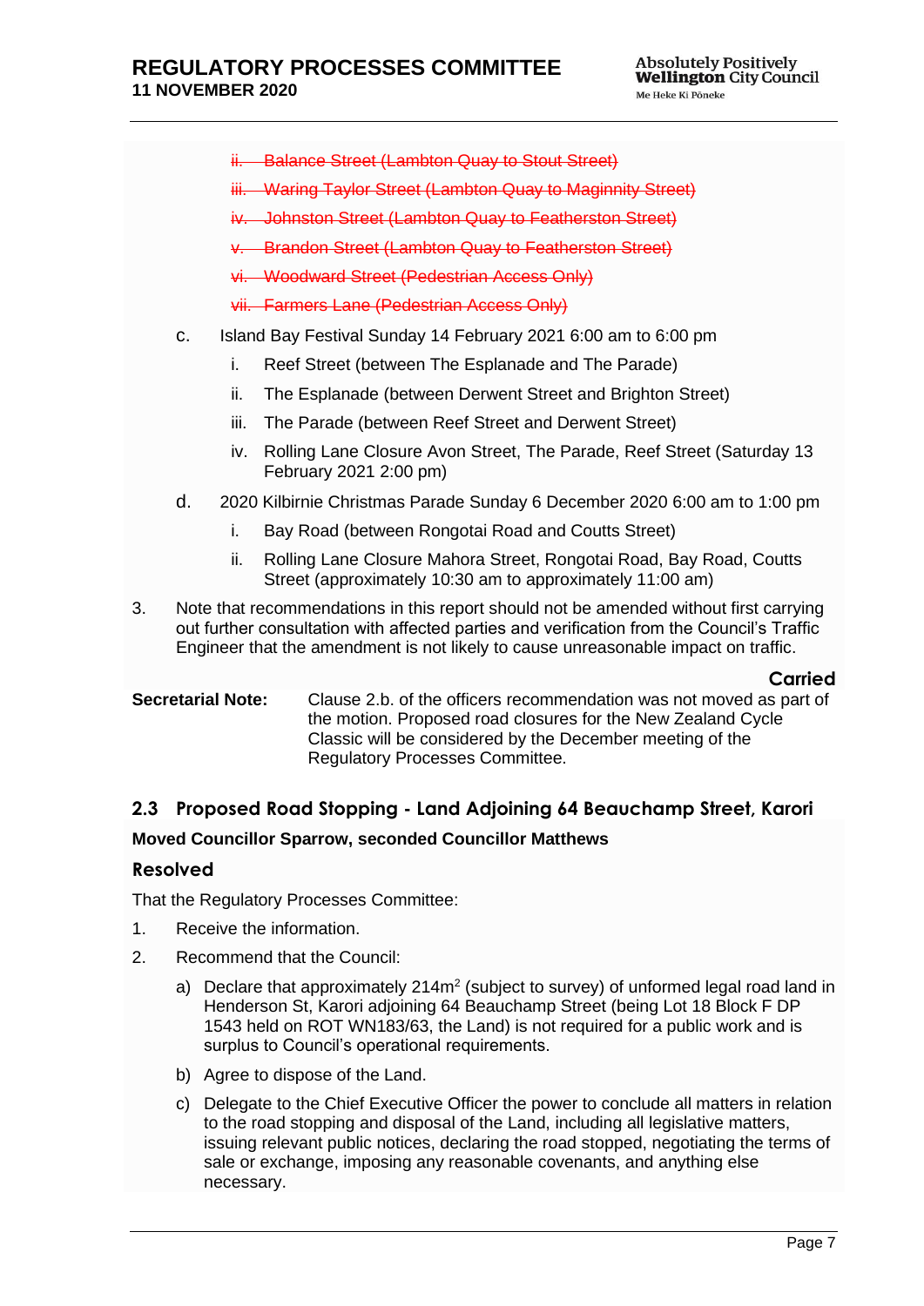~~ii. Balance Street (Lambton Quay to Stout Street)~~

~~iii. Waring Taylor Street (Lambton Quay to Maginnity Street)~~

~~iv. Johnston Street (Lambton Quay to Featherston Street)~~

~~v. Brandon Street (Lambton Quay to Featherston Street)~~

~~vi. Woodward Street (Pedestrian Access Only)~~

~~vii. Farmers Lane (Pedestrian Access Only)~~

c. Island Bay Festival Sunday 14 February 2021 6:00 am to 6:00 pm

   i. Reef Street (between The Esplanade and The Parade)

   ii. The Esplanade (between Derwent Street and Brighton Street)

   iii. The Parade (between Reef Street and Derwent Street)

   iv. Rolling Lane Closure Avon Street, The Parade, Reef Street (Saturday 13 February 2021 2:00 pm)

d. 2020 Kilbirnie Christmas Parade Sunday 6 December 2020 6:00 am to 1:00 pm

   i. Bay Road (between Rongotai Road and Coutts Street)

   ii. Rolling Lane Closure Mahora Street, Rongotai Road, Bay Road, Coutts Street (approximately 10:30 am to approximately 11:00 am)

3. Note that recommendations in this report should not be amended without first carrying out further consultation with affected parties and verification from the Council's Traffic Engineer that the amendment is not likely to cause unreasonable impact on traffic.

**Carried**

**Secretarial Note:** Clause 2.b. of the officers recommendation was not moved as part of the motion. Proposed road closures for the New Zealand Cycle Classic will be considered by the December meeting of the Regulatory Processes Committee.

## 2.3 Proposed Road Stopping - Land Adjoining 64 Beauchamp Street, Karori

**Moved Councillor Sparrow, seconded Councillor Matthews**

### Resolved

That the Regulatory Processes Committee:

1. Receive the information.
2. Recommend that the Council:

   a) Declare that approximately 214m$^2$ (subject to survey) of unformed legal road land in Henderson St, Karori adjoining 64 Beauchamp Street (being Lot 18 Block F DP 1543 held on ROT WN183/63, the Land) is not required for a public work and is surplus to Council's operational requirements.

   b) Agree to dispose of the Land.

   c) Delegate to the Chief Executive Officer the power to conclude all matters in relation to the road stopping and disposal of the Land, including all legislative matters, issuing relevant public notices, declaring the road stopped, negotiating the terms of sale or exchange, imposing any reasonable covenants, and anything else necessary.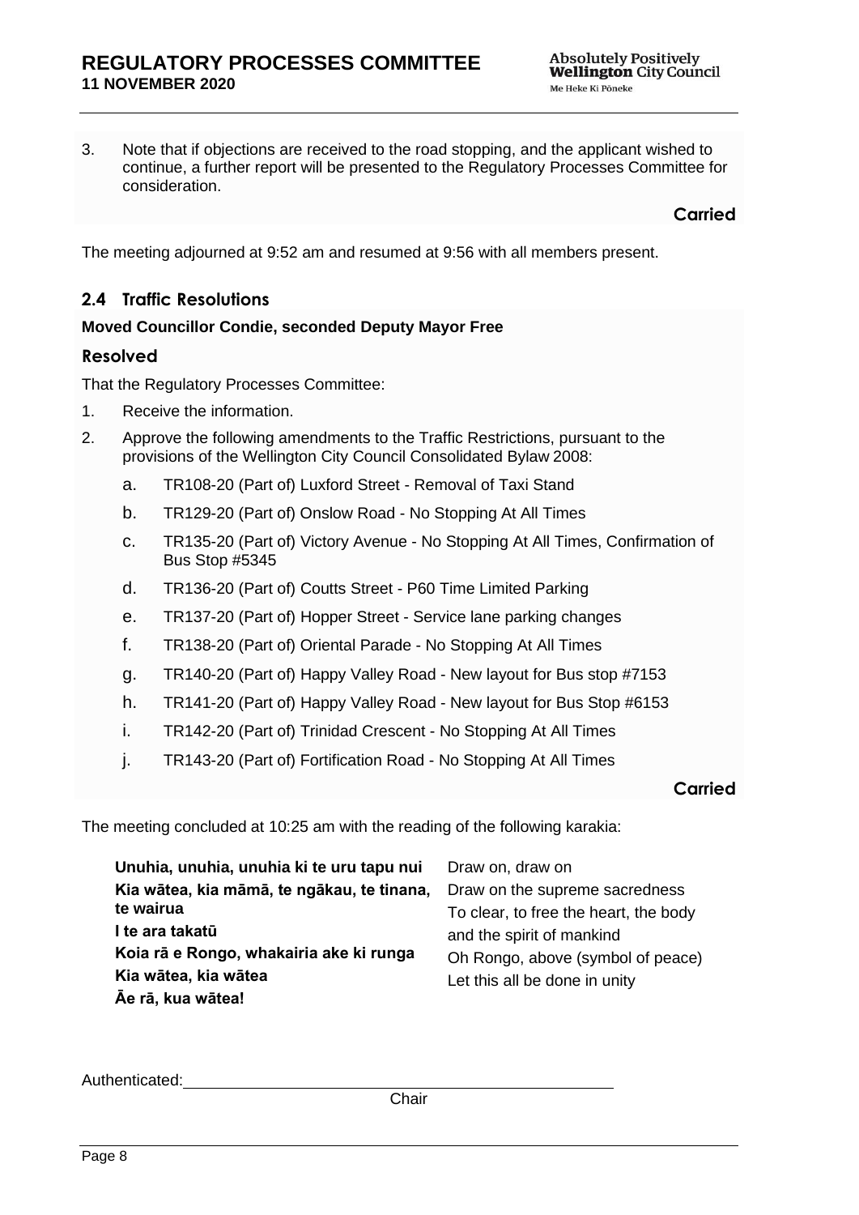3. Note that if objections are received to the road stopping, and the applicant wished to continue, a further report will be presented to the Regulatory Processes Committee for consideration.

**Carried**

The meeting adjourned at 9:52 am and resumed at 9:56 with all members present.

## 2.4 Traffic Resolutions

**Moved Councillor Condie, seconded Deputy Mayor Free**

### Resolved

That the Regulatory Processes Committee:

1. Receive the information.
2. Approve the following amendments to the Traffic Restrictions, pursuant to the provisions of the Wellington City Council Consolidated Bylaw 2008:
   a. TR108-20 (Part of) Luxford Street - Removal of Taxi Stand
   b. TR129-20 (Part of) Onslow Road - No Stopping At All Times
   c. TR135-20 (Part of) Victory Avenue - No Stopping At All Times, Confirmation of Bus Stop #5345
   d. TR136-20 (Part of) Coutts Street - P60 Time Limited Parking
   e. TR137-20 (Part of) Hopper Street - Service lane parking changes
   f. TR138-20 (Part of) Oriental Parade - No Stopping At All Times
   g. TR140-20 (Part of) Happy Valley Road - New layout for Bus stop #7153
   h. TR141-20 (Part of) Happy Valley Road - New layout for Bus Stop #6153
   i. TR142-20 (Part of) Trinidad Crescent - No Stopping At All Times
   j. TR143-20 (Part of) Fortification Road - No Stopping At All Times

**Carried**

The meeting concluded at 10:25 am with the reading of the following karakia:

| | |
|---|---|
| **Unuhia, unuhia, unuhia ki te uru tapu nui** | Draw on, draw on |
| **Kia wātea, kia māmā, te ngākau, te tinana, te wairua** | Draw on the supreme sacredness |
| **I te ara takatū** | To clear, to free the heart, the body |
| **Koia rā e Rongo, whakairia ake ki runga** | and the spirit of mankind |
| **Kia wātea, kia wātea** | Oh Rongo, above (symbol of peace) |
| **Āe rā, kua wātea!** | Let this all be done in unity |

Authenticated: ______________________________
Chair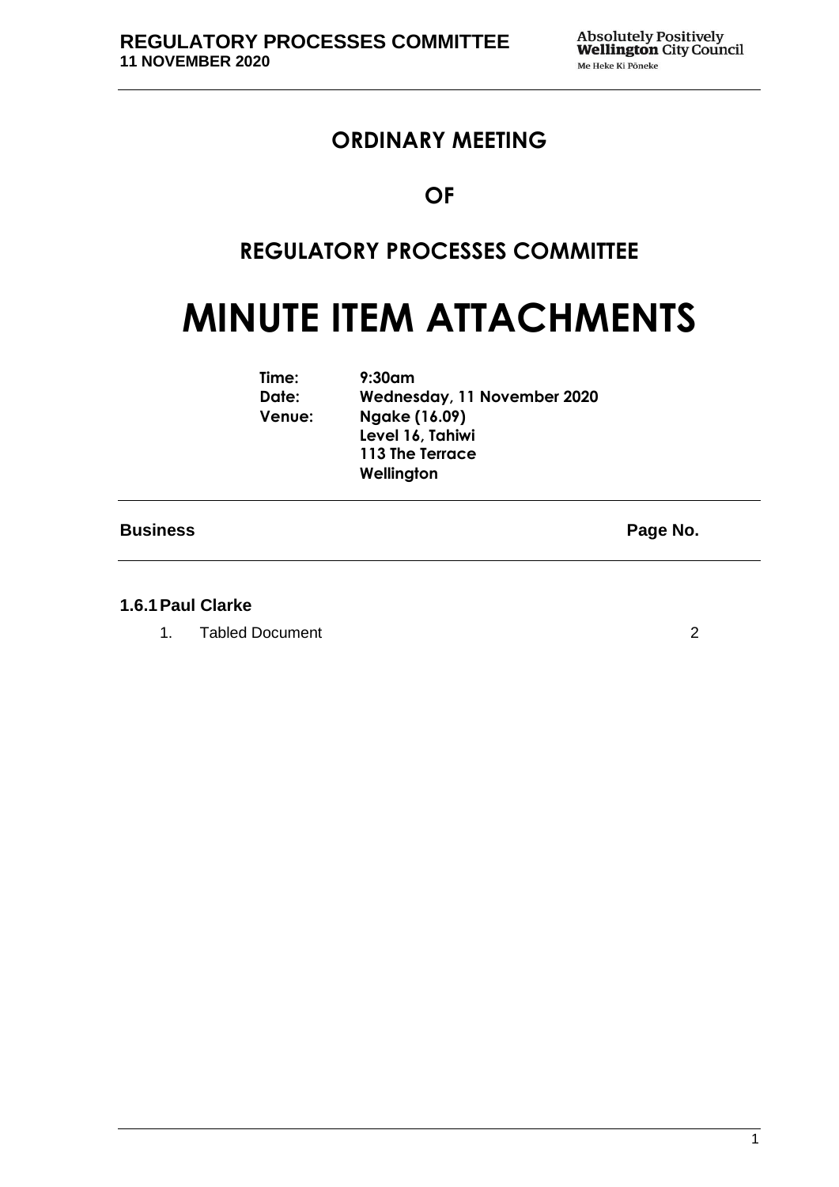# ORDINARY MEETING

# OF

# REGULATORY PROCESSES COMMITTEE

# MINUTE ITEM ATTACHMENTS

| | |
|---|---|
| **Time:** | **9:30am** |
| **Date:** | **Wednesday, 11 November 2020** |
| **Venue:** | **Ngake (16.09)**<br>**Level 16, Tahiwi**<br>**113 The Terrace**<br>**Wellington** |

| **Business** | **Page No.** |
|---|---|

**1.6.1 Paul Clarke**

| | | |
|---|---|---|
| 1. | Tabled Document | 2 |